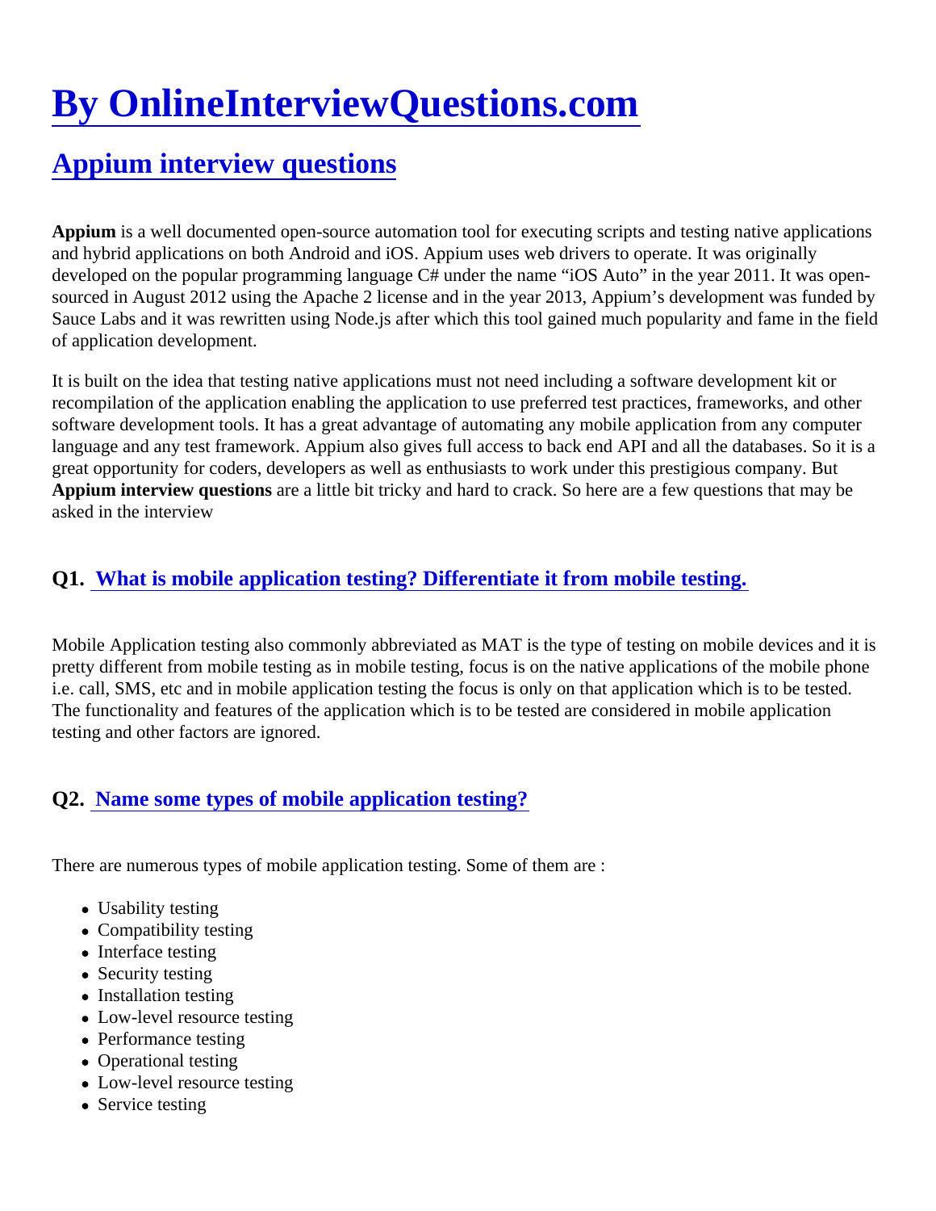# By OnlineInterviewQuestions.com

## Appium interview questions

**Appium** is a well documented open-source automation tool for executing scripts and testing native applications and hybrid applications on both Android and iOS. Appium uses web drivers to operate. It was originally developed on the popular programming language C# under the name "iOS Auto" in the year 2011. It was open-sourced in August 2012 using the Apache 2 license and in the year 2013, Appium's development was funded by Sauce Labs and it was rewritten using Node.js after which this tool gained much popularity and fame in the field of application development.

It is built on the idea that testing native applications must not need including a software development kit or recompilation of the application enabling the application to use preferred test practices, frameworks, and other software development tools. It has a great advantage of automating any mobile application from any computer language and any test framework. Appium also gives full access to back end API and all the databases. So it is a great opportunity for coders, developers as well as enthusiasts to work under this prestigious company. But **Appium interview questions** are a little bit tricky and hard to crack. So here are a few questions that may be asked in the interview

### Q1. What is mobile application testing? Differentiate it from mobile testing.

Mobile Application testing also commonly abbreviated as MAT is the type of testing on mobile devices and it is pretty different from mobile testing as in mobile testing, focus is on the native applications of the mobile phone i.e. call, SMS, etc and in mobile application testing the focus is only on that application which is to be tested. The functionality and features of the application which is to be tested are considered in mobile application testing and other factors are ignored.

### Q2. Name some types of mobile application testing?

There are numerous types of mobile application testing. Some of them are :

- Usability testing
- Compatibility testing
- Interface testing
- Security testing
- Installation testing
- Low-level resource testing
- Performance testing
- Operational testing
- Low-level resource testing
- Service testing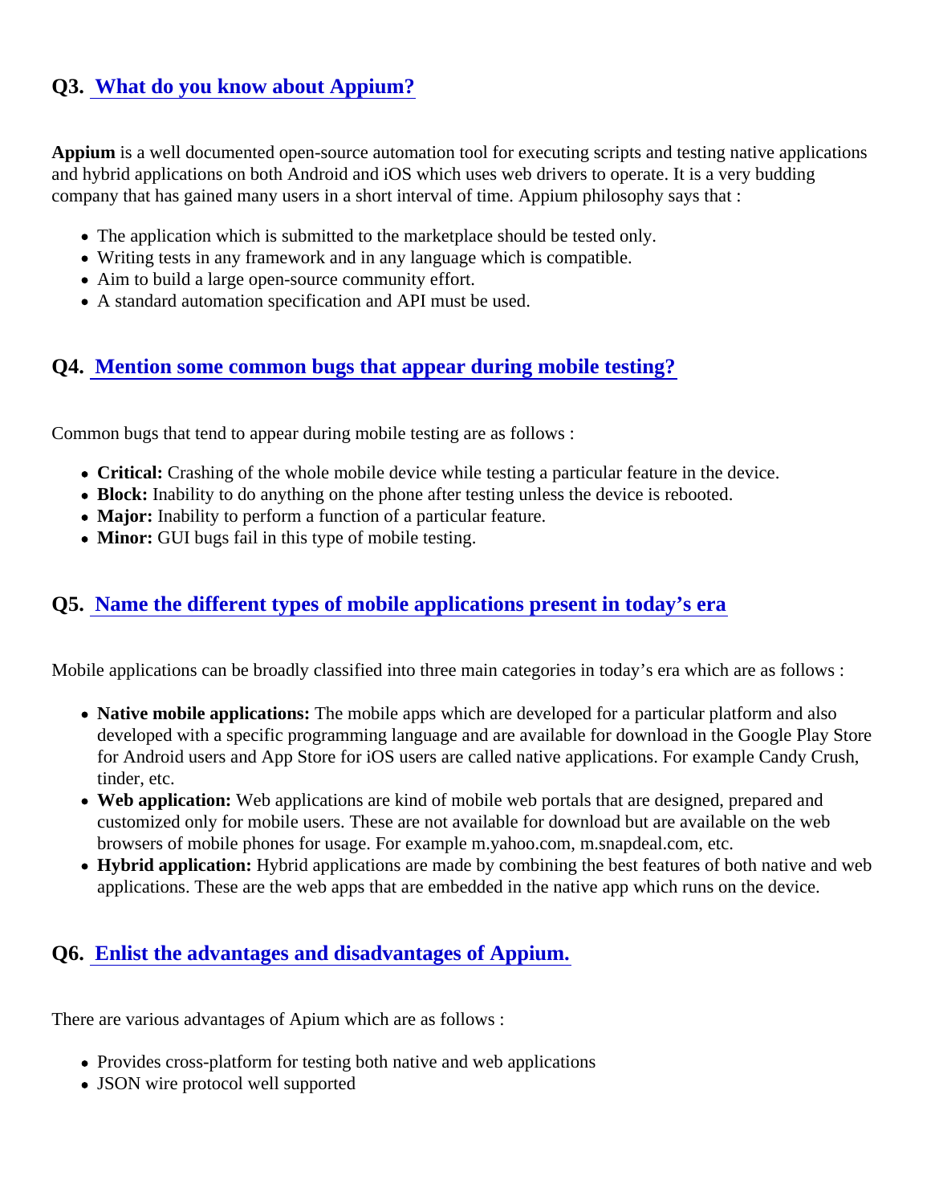## Q3. What do you know about Appium?

**Appium** is a well documented open-source automation tool for executing scripts and testing native applications and hybrid applications on both Android and iOS which uses web drivers to operate. It is a very budding company that has gained many users in a short interval of time. Appium philosophy says that :

- The application which is submitted to the marketplace should be tested only.
- Writing tests in any framework and in any language which is compatible.
- Aim to build a large open-source community effort.
- A standard automation specification and API must be used.

## Q4. Mention some common bugs that appear during mobile testing?

Common bugs that tend to appear during mobile testing are as follows :

- **Critical:** Crashing of the whole mobile device while testing a particular feature in the device.
- **Block:** Inability to do anything on the phone after testing unless the device is rebooted.
- **Major:** Inability to perform a function of a particular feature.
- **Minor:** GUI bugs fail in this type of mobile testing.

## Q5. Name the different types of mobile applications present in today's era

Mobile applications can be broadly classified into three main categories in today's era which are as follows :

- **Native mobile applications:** The mobile apps which are developed for a particular platform and also developed with a specific programming language and are available for download in the Google Play Store for Android users and App Store for iOS users are called native applications. For example Candy Crush, tinder, etc.
- **Web application:** Web applications are kind of mobile web portals that are designed, prepared and customized only for mobile users. These are not available for download but are available on the web browsers of mobile phones for usage. For example m.yahoo.com, m.snapdeal.com, etc.
- **Hybrid application:** Hybrid applications are made by combining the best features of both native and web applications. These are the web apps that are embedded in the native app which runs on the device.

## Q6. Enlist the advantages and disadvantages of Appium.

There are various advantages of Apium which are as follows :

- Provides cross-platform for testing both native and web applications
- JSON wire protocol well supported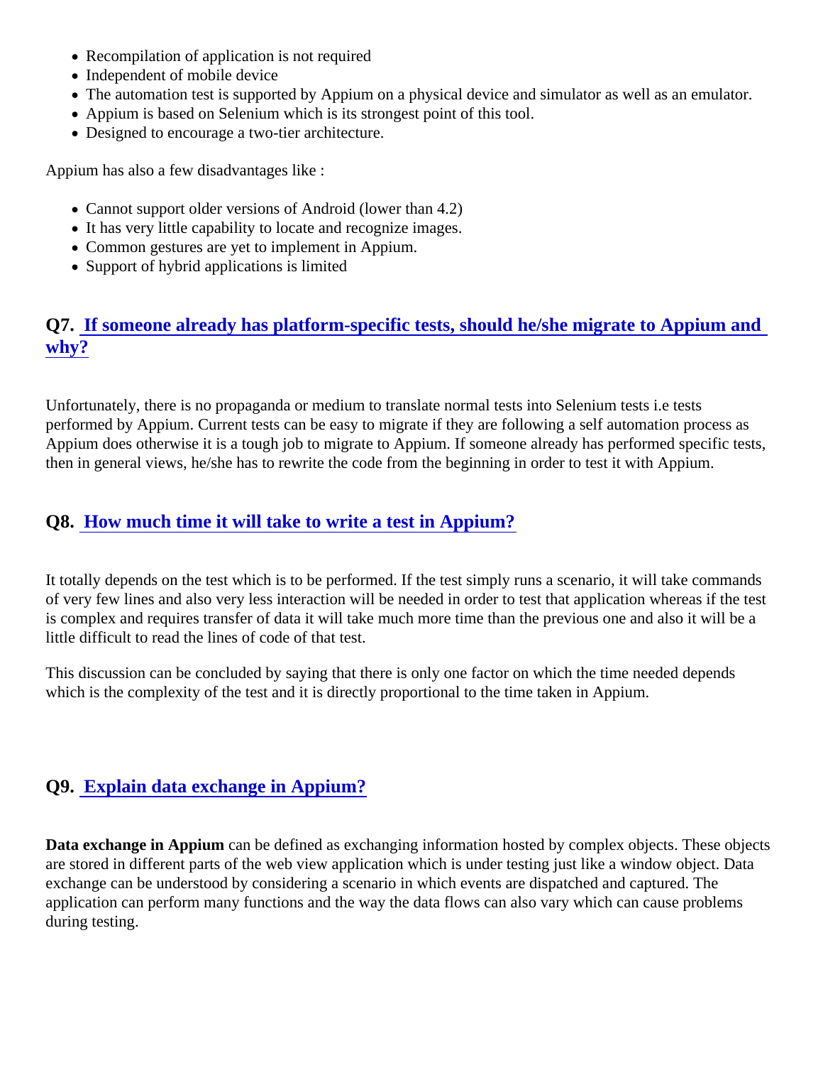- Recompilation of application is not required
- Independent of mobile device
- The automation test is supported by Appium on a physical device and simulator as well as an emulator.
- Appium is based on Selenium which is its strongest point of this tool.
- Designed to encourage a two-tier architecture.

Appium has also a few disadvantages like :

- Cannot support older versions of Android (lower than 4.2)
- It has very little capability to locate and recognize images.
- Common gestures are yet to implement in Appium.
- Support of hybrid applications is limited

### Q7. If someone already has platform-specific tests, should he/she migrate to Appium and why?

Unfortunately, there is no propaganda or medium to translate normal tests into Selenium tests i.e tests performed by Appium. Current tests can be easy to migrate if they are following a self automation process as Appium does otherwise it is a tough job to migrate to Appium. If someone already has performed specific tests, then in general views, he/she has to rewrite the code from the beginning in order to test it with Appium.

### Q8. How much time it will take to write a test in Appium?

It totally depends on the test which is to be performed. If the test simply runs a scenario, it will take commands of very few lines and also very less interaction will be needed in order to test that application whereas if the test is complex and requires transfer of data it will take much more time than the previous one and also it will be a little difficult to read the lines of code of that test.

This discussion can be concluded by saying that there is only one factor on which the time needed depends which is the complexity of the test and it is directly proportional to the time taken in Appium.

### Q9. Explain data exchange in Appium?

**Data exchange in Appium** can be defined as exchanging information hosted by complex objects. These objects are stored in different parts of the web view application which is under testing just like a window object. Data exchange can be understood by considering a scenario in which events are dispatched and captured. The application can perform many functions and the way the data flows can also vary which can cause problems during testing.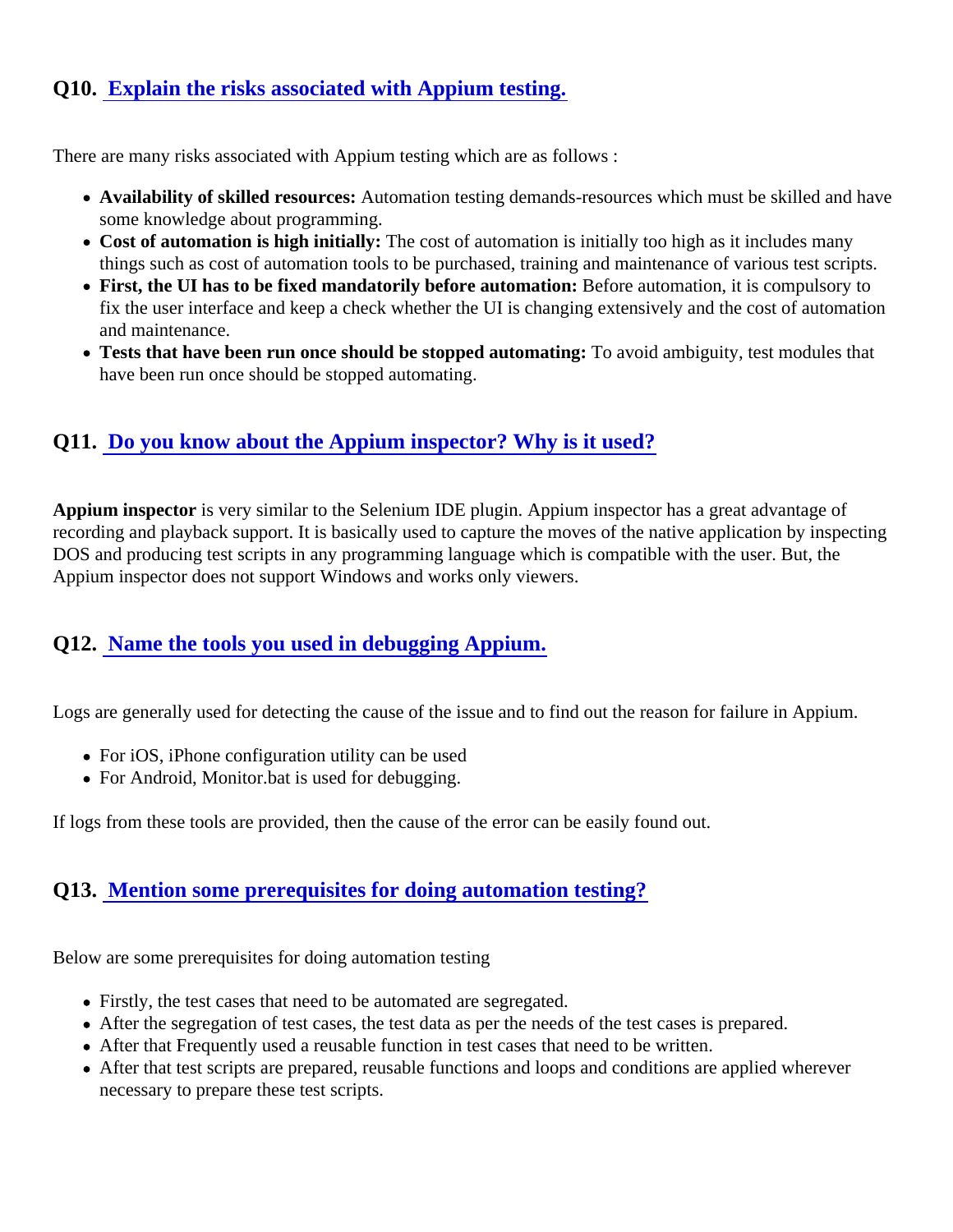## Q10. [Explain the risks associated with Appium testing.]

There are many risks associated with Appium testing which are as follows :

- **Availability of skilled resources:** Automation testing demands-resources which must be skilled and have some knowledge about programming.
- **Cost of automation is high initially:** The cost of automation is initially too high as it includes many things such as cost of automation tools to be purchased, training and maintenance of various test scripts.
- **First, the UI has to be fixed mandatorily before automation:** Before automation, it is compulsory to fix the user interface and keep a check whether the UI is changing extensively and the cost of automation and maintenance.
- **Tests that have been run once should be stopped automating:** To avoid ambiguity, test modules that have been run once should be stopped automating.

## Q11. [Do you know about the Appium inspector? Why is it used?]

**Appium inspector** is very similar to the Selenium IDE plugin. Appium inspector has a great advantage of recording and playback support. It is basically used to capture the moves of the native application by inspecting DOS and producing test scripts in any programming language which is compatible with the user. But, the Appium inspector does not support Windows and works only viewers.

## Q12. [Name the tools you used in debugging Appium.]

Logs are generally used for detecting the cause of the issue and to find out the reason for failure in Appium.

- For iOS, iPhone configuration utility can be used
- For Android, Monitor.bat is used for debugging.

If logs from these tools are provided, then the cause of the error can be easily found out.

## Q13. [Mention some prerequisites for doing automation testing?]

Below are some prerequisites for doing automation testing

- Firstly, the test cases that need to be automated are segregated.
- After the segregation of test cases, the test data as per the needs of the test cases is prepared.
- After that Frequently used a reusable function in test cases that need to be written.
- After that test scripts are prepared, reusable functions and loops and conditions are applied wherever necessary to prepare these test scripts.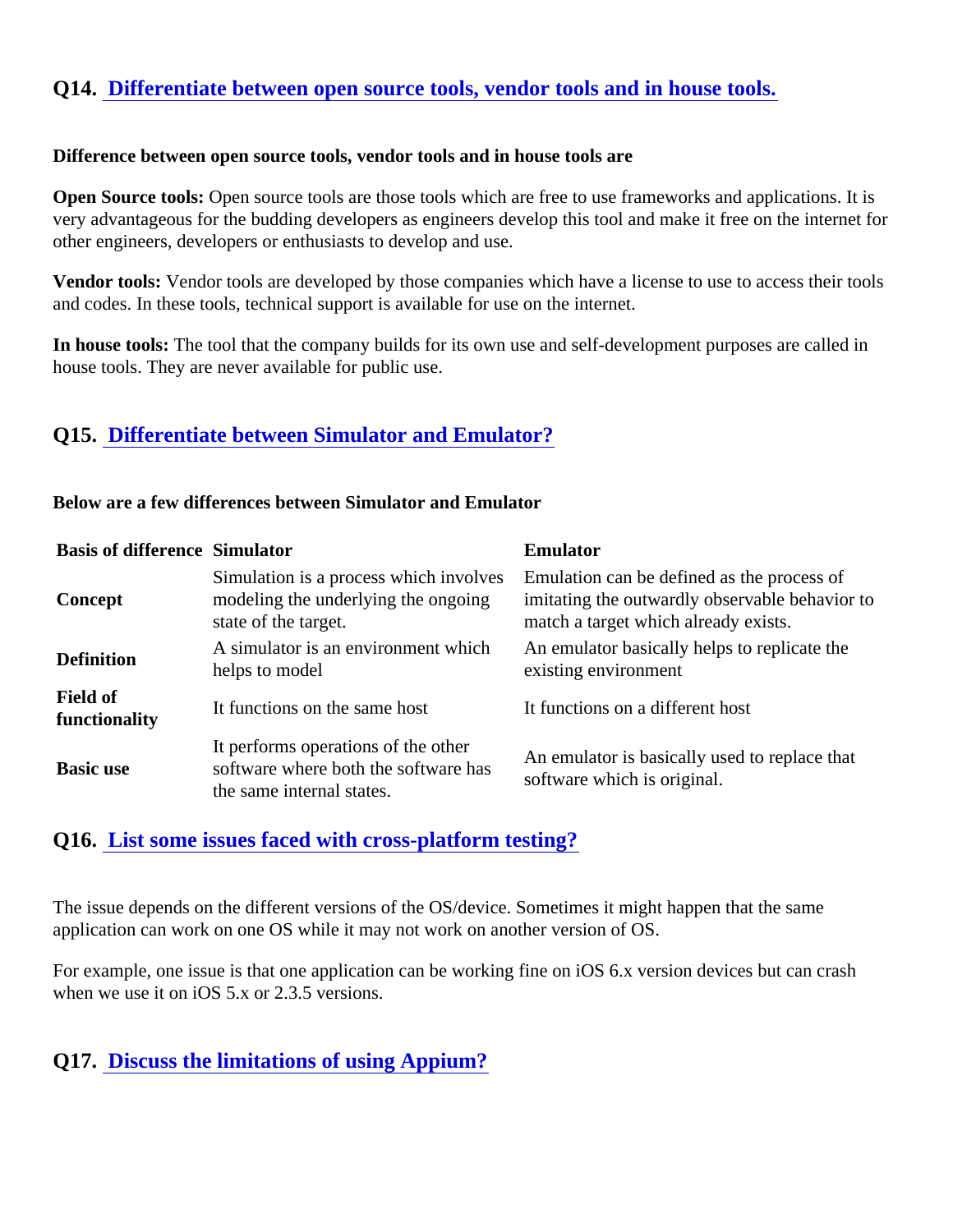## Q14. Differentiate between open source tools, vendor tools and in house tools.

**Difference between open source tools, vendor tools and in house tools are**

**Open Source tools:** Open source tools are those tools which are free to use frameworks and applications. It is very advantageous for the budding developers as engineers develop this tool and make it free on the internet for other engineers, developers or enthusiasts to develop and use.

**Vendor tools:** Vendor tools are developed by those companies which have a license to use to access their tools and codes. In these tools, technical support is available for use on the internet.

**In house tools:** The tool that the company builds for its own use and self-development purposes are called in house tools. They are never available for public use.

## Q15. Differentiate between Simulator and Emulator?

**Below are a few differences between Simulator and Emulator**

| Basis of difference | Simulator | Emulator |
|---|---|---|
| **Concept** | Simulation is a process which involves modeling the underlying the ongoing state of the target. | Emulation can be defined as the process of imitating the outwardly observable behavior to match a target which already exists. |
| **Definition** | A simulator is an environment which helps to model | An emulator basically helps to replicate the existing environment |
| **Field of functionality** | It functions on the same host | It functions on a different host |
| **Basic use** | It performs operations of the other software where both the software has the same internal states. | An emulator is basically used to replace that software which is original. |

## Q16. List some issues faced with cross-platform testing?

The issue depends on the different versions of the OS/device. Sometimes it might happen that the same application can work on one OS while it may not work on another version of OS.

For example, one issue is that one application can be working fine on iOS 6.x version devices but can crash when we use it on iOS 5.x or 2.3.5 versions.

## Q17. Discuss the limitations of using Appium?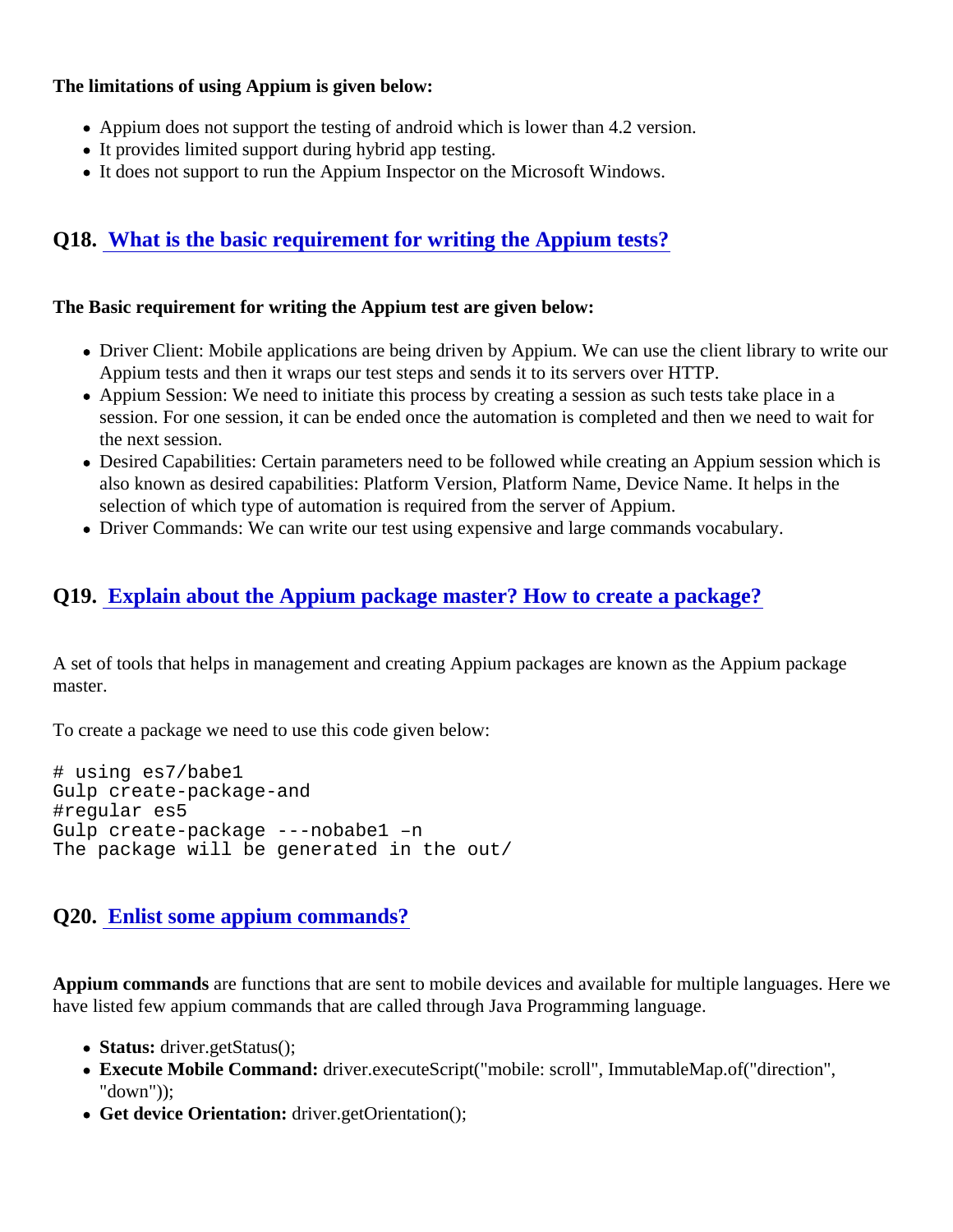**The limitations of using Appium is given below:**

- Appium does not support the testing of android which is lower than 4.2 version.
- It provides limited support during hybrid app testing.
- It does not support to run the Appium Inspector on the Microsoft Windows.

## Q18. [What is the basic requirement for writing the Appium tests?]

**The Basic requirement for writing the Appium test are given below:**

- Driver Client: Mobile applications are being driven by Appium. We can use the client library to write our Appium tests and then it wraps our test steps and sends it to its servers over HTTP.
- Appium Session: We need to initiate this process by creating a session as such tests take place in a session. For one session, it can be ended once the automation is completed and then we need to wait for the next session.
- Desired Capabilities: Certain parameters need to be followed while creating an Appium session which is also known as desired capabilities: Platform Version, Platform Name, Device Name. It helps in the selection of which type of automation is required from the server of Appium.
- Driver Commands: We can write our test using expensive and large commands vocabulary.

## Q19. [Explain about the Appium package master? How to create a package?]

A set of tools that helps in management and creating Appium packages are known as the Appium package master.

To create a package we need to use this code given below:

```
# using es7/babe1
Gulp create-package-and
#regular es5
Gulp create-package ---nobabe1 –n
The package will be generated in the out/
```

## Q20. [Enlist some appium commands?]

**Appium commands** are functions that are sent to mobile devices and available for multiple languages. Here we have listed few appium commands that are called through Java Programming language.

- **Status:** driver.getStatus();
- **Execute Mobile Command:** driver.executeScript("mobile: scroll", ImmutableMap.of("direction", "down"));
- **Get device Orientation:** driver.getOrientation();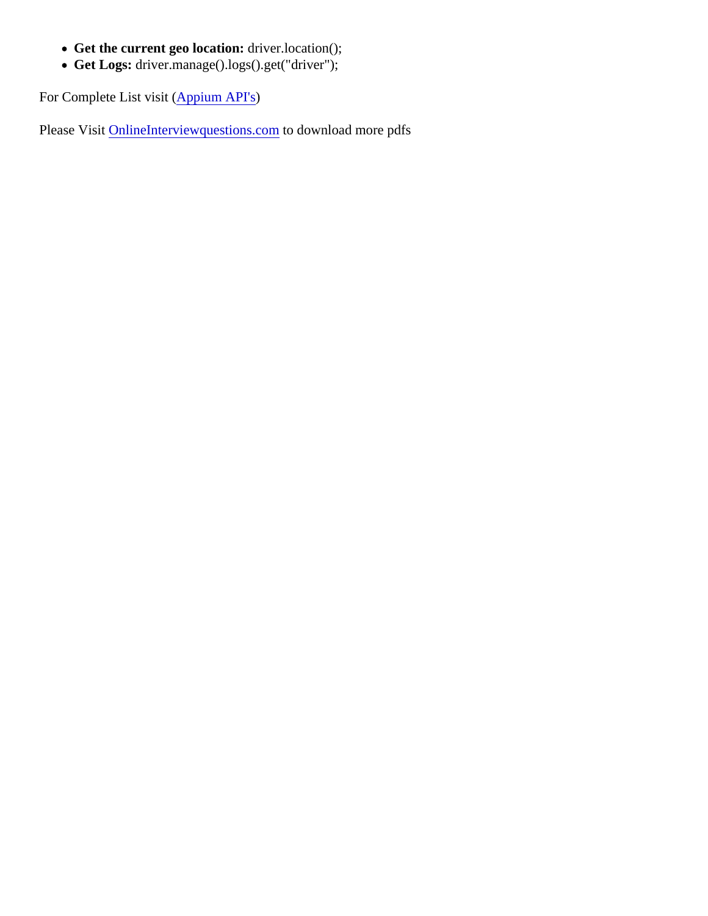- **Get the current geo location:** driver.location();
- **Get Logs:** driver.manage().logs().get("driver");

For Complete List visit (Appium API's)

Please Visit OnlineInterviewquestions.com to download more pdfs